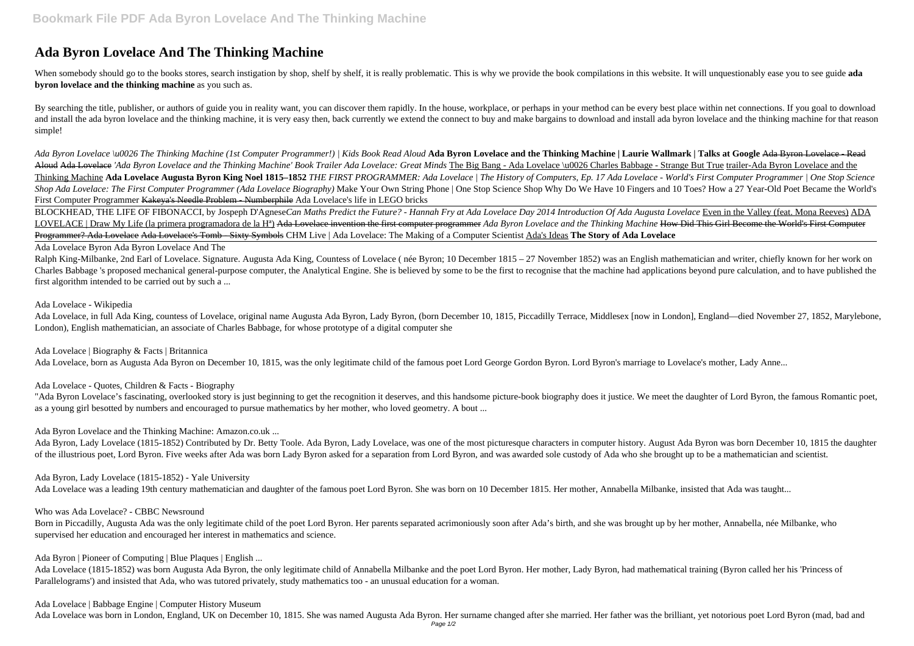# Ada Byron Lovelace And The Thinking Machine

When somebody should go to the books stores, search instigation by shop, shelf by shelf, it is really problematic. This is why we provide the book compilations in this website. It will unquestionably ease you to see guide **ada byron lovelace and the thinking machine** as you such as.

By searching the title, publisher, or authors of guide you in reality want, you can discover them rapidly. In the house, workplace, or perhaps in your method can be every best place within net connections. If you goal to download and install the ada byron lovelace and the thinking machine, it is very easy then, back currently we extend the connect to buy and make bargains to download and install ada byron lovelace and the thinking machine for that reason simple!

*Ada Byron Lovelace \u0026 The Thinking Machine (1st Computer Programmer!) | Kids Book Read Aloud* **Ada Byron Lovelace and the Thinking Machine | Laurie Wallmark | Talks at Google** ~~Ada Byron Lovelace - Read Aloud~~ ~~Ada Lovelace~~ *'Ada Byron Lovelace and the Thinking Machine' Book Trailer* *Ada Lovelace: Great Minds* The Big Bang - Ada Lovelace \u0026 Charles Babbage - Strange But True trailer-Ada Byron Lovelace and the Thinking Machine **Ada Lovelace Augusta Byron King Noel 1815–1852** *THE FIRST PROGRAMMER: Ada Lovelace | The History of Computers, Ep. 17* *Ada Lovelace - World's First Computer Programmer | One Stop Science Shop* *Ada Lovelace: The First Computer Programmer (Ada Lovelace Biography)* Make Your Own String Phone | One Stop Science Shop Why Do We Have 10 Fingers and 10 Toes? How a 27 Year-Old Poet Became the World's First Computer Programmer ~~Kakeya's Needle Problem - Numberphile~~ Ada Lovelace's life in LEGO bricks

BLOCKHEAD, THE LIFE OF FIBONACCI, by Jospeph D'Agnese*Can Maths Predict the Future? - Hannah Fry at Ada Lovelace Day 2014* *Introduction Of Ada Augusta Lovelace* Even in the Valley (feat. Mona Reeves) ADA LOVELACE | Draw My Life (la primera programadora de la Hª) ~~Ada Lovelace invention the first computer programmer~~ *Ada Byron Lovelace and the Thinking Machine* ~~How Did This Girl Become the World's First Computer Programmer? Ada Lovelace~~ ~~Ada Lovelace's Tomb - Sixty Symbols~~ CHM Live | Ada Lovelace: The Making of a Computer Scientist Ada's Ideas **The Story of Ada Lovelace**

Ada Lovelace Byron Ada Byron Lovelace And The

Ralph King-Milbanke, 2nd Earl of Lovelace. Signature. Augusta Ada King, Countess of Lovelace ( née Byron; 10 December 1815 – 27 November 1852) was an English mathematician and writer, chiefly known for her work on Charles Babbage 's proposed mechanical general-purpose computer, the Analytical Engine. She is believed by some to be the first to recognise that the machine had applications beyond pure calculation, and to have published the first algorithm intended to be carried out by such a ...

Ada Lovelace - Wikipedia

Ada Lovelace, in full Ada King, countess of Lovelace, original name Augusta Ada Byron, Lady Byron, (born December 10, 1815, Piccadilly Terrace, Middlesex [now in London], England—died November 27, 1852, Marylebone, London), English mathematician, an associate of Charles Babbage, for whose prototype of a digital computer she

Ada Lovelace | Biography & Facts | Britannica

Ada Lovelace, born as Augusta Ada Byron on December 10, 1815, was the only legitimate child of the famous poet Lord George Gordon Byron. Lord Byron's marriage to Lovelace's mother, Lady Anne...

Ada Lovelace - Quotes, Children & Facts - Biography

"Ada Byron Lovelace's fascinating, overlooked story is just beginning to get the recognition it deserves, and this handsome picture-book biography does it justice. We meet the daughter of Lord Byron, the famous Romantic poet, as a young girl besotted by numbers and encouraged to pursue mathematics by her mother, who loved geometry. A bout ...

Ada Byron Lovelace and the Thinking Machine: Amazon.co.uk ...

Ada Byron, Lady Lovelace (1815-1852) Contributed by Dr. Betty Toole. Ada Byron, Lady Lovelace, was one of the most picturesque characters in computer history. August Ada Byron was born December 10, 1815 the daughter of the illustrious poet, Lord Byron. Five weeks after Ada was born Lady Byron asked for a separation from Lord Byron, and was awarded sole custody of Ada who she brought up to be a mathematician and scientist.

Ada Byron, Lady Lovelace (1815-1852) - Yale University

Ada Lovelace was a leading 19th century mathematician and daughter of the famous poet Lord Byron. She was born on 10 December 1815. Her mother, Annabella Milbanke, insisted that Ada was taught...

Who was Ada Lovelace? - CBBC Newsround

Born in Piccadilly, Augusta Ada was the only legitimate child of the poet Lord Byron. Her parents separated acrimoniously soon after Ada's birth, and she was brought up by her mother, Annabella, née Milbanke, who supervised her education and encouraged her interest in mathematics and science.

Ada Byron | Pioneer of Computing | Blue Plaques | English ...

Ada Lovelace (1815-1852) was born Augusta Ada Byron, the only legitimate child of Annabella Milbanke and the poet Lord Byron. Her mother, Lady Byron, had mathematical training (Byron called her his 'Princess of Parallelograms') and insisted that Ada, who was tutored privately, study mathematics too - an unusual education for a woman.

Ada Lovelace | Babbage Engine | Computer History Museum

Ada Lovelace was born in London, England, UK on December 10, 1815. She was named Augusta Ada Byron. Her surname changed after she married. Her father was the brilliant, yet notorious poet Lord Byron (mad, bad and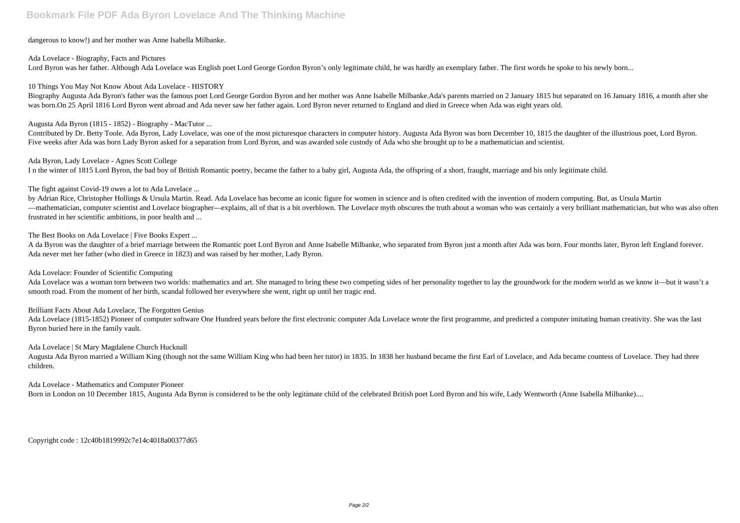dangerous to know!) and her mother was Anne Isabella Milbanke.

Ada Lovelace - Biography, Facts and Pictures

Lord Byron was her father. Although Ada Lovelace was English poet Lord George Gordon Byron's only legitimate child, he was hardly an exemplary father. The first words he spoke to his newly born...

10 Things You May Not Know About Ada Lovelace - HISTORY

Biography Augusta Ada Byron's father was the famous poet Lord George Gordon Byron and her mother was Anne Isabelle Milbanke.Ada's parents married on 2 January 1815 but separated on 16 January 1816, a month after she was born.On 25 April 1816 Lord Byron went abroad and Ada never saw her father again. Lord Byron never returned to England and died in Greece when Ada was eight years old.

Augusta Ada Byron (1815 - 1852) - Biography - MacTutor ...

Contributed by Dr. Betty Toole. Ada Byron, Lady Lovelace, was one of the most picturesque characters in computer history. Augusta Ada Byron was born December 10, 1815 the daughter of the illustrious poet, Lord Byron. Five weeks after Ada was born Lady Byron asked for a separation from Lord Byron, and was awarded sole custody of Ada who she brought up to be a mathematician and scientist.

Ada Byron, Lady Lovelace - Agnes Scott College

I n the winter of 1815 Lord Byron, the bad boy of British Romantic poetry, became the father to a baby girl, Augusta Ada, the offspring of a short, fraught, marriage and his only legitimate child.

The fight against Covid-19 owes a lot to Ada Lovelace ...

by Adrian Rice, Christopher Hollings & Ursula Martin. Read. Ada Lovelace has become an iconic figure for women in science and is often credited with the invention of modern computing. But, as Ursula Martin —mathematician, computer scientist and Lovelace biographer—explains, all of that is a bit overblown. The Lovelace myth obscures the truth about a woman who was certainly a very brilliant mathematician, but who was also often frustrated in her scientific ambitions, in poor health and ...

The Best Books on Ada Lovelace | Five Books Expert ...

A da Byron was the daughter of a brief marriage between the Romantic poet Lord Byron and Anne Isabelle Milbanke, who separated from Byron just a month after Ada was born. Four months later, Byron left England forever. Ada never met her father (who died in Greece in 1823) and was raised by her mother, Lady Byron.

Ada Lovelace: Founder of Scientific Computing

Ada Lovelace was a woman torn between two worlds: mathematics and art. She managed to bring these two competing sides of her personality together to lay the groundwork for the modern world as we know it—but it wasn't a smooth road. From the moment of her birth, scandal followed her everywhere she went, right up until her tragic end.

Brilliant Facts About Ada Lovelace, The Forgotten Genius

Ada Lovelace (1815-1852) Pioneer of computer software One Hundred years before the first electronic computer Ada Lovelace wrote the first programme, and predicted a computer imitating human creativity. She was the last Byron buried here in the family vault.

Ada Lovelace | St Mary Magdalene Church Hucknall

Augusta Ada Byron married a William King (though not the same William King who had been her tutor) in 1835. In 1838 her husband became the first Earl of Lovelace, and Ada became countess of Lovelace. They had three children.

Ada Lovelace - Mathematics and Computer Pioneer

Born in London on 10 December 1815, Augusta Ada Byron is considered to be the only legitimate child of the celebrated British poet Lord Byron and his wife, Lady Wentworth (Anne Isabella Milbanke)....

Copyright code : 12c40b1819992c7e14c4018a00377d65